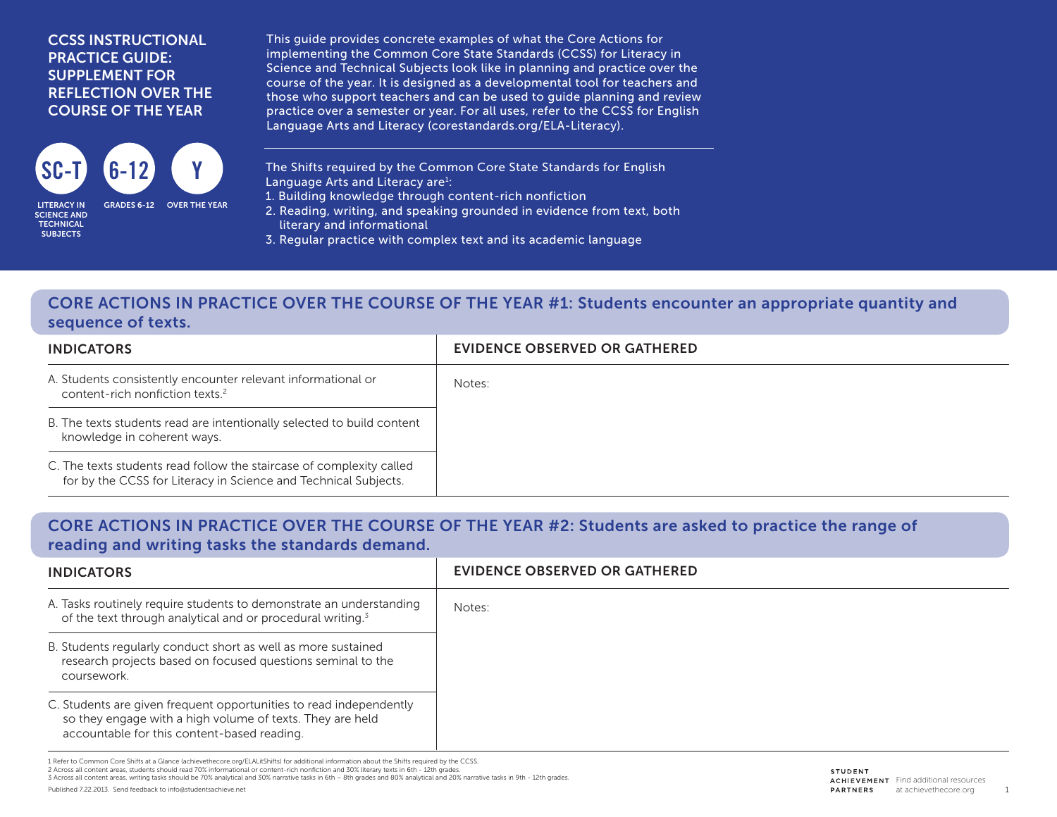# CCSS INSTRUCTIONAL PRACTICE GUIDE: SUPPLEMENT FOR REFLECTION OVER THE COURSE OF THE YEAR

**SC-T** — LITERACY IN SCIENCE AND TECHNICAL SUBJECTS
**6-12** — GRADES 6-12
**Y** — OVER THE YEAR

This guide provides concrete examples of what the Core Actions for implementing the Common Core State Standards (CCSS) for Literacy in Science and Technical Subjects look like in planning and practice over the course of the year. It is designed as a developmental tool for teachers and those who support teachers and can be used to guide planning and review practice over a semester or year. For all uses, refer to the CCSS for English Language Arts and Literacy (corestandards.org/ELA-Literacy).

The Shifts required by the Common Core State Standards for English Language Arts and Literacy are[1]:

1. Building knowledge through content-rich nonfiction
2. Reading, writing, and speaking grounded in evidence from text, both literary and informational
3. Regular practice with complex text and its academic language

## CORE ACTIONS IN PRACTICE OVER THE COURSE OF THE YEAR #1: Students encounter an appropriate quantity and sequence of texts.

| INDICATORS | EVIDENCE OBSERVED OR GATHERED |
|---|---|
| A. Students consistently encounter relevant informational or content-rich nonfiction texts.[2] | Notes: |
| B. The texts students read are intentionally selected to build content knowledge in coherent ways. | |
| C. The texts students read follow the staircase of complexity called for by the CCSS for Literacy in Science and Technical Subjects. | |

## CORE ACTIONS IN PRACTICE OVER THE COURSE OF THE YEAR #2: Students are asked to practice the range of reading and writing tasks the standards demand.

| INDICATORS | EVIDENCE OBSERVED OR GATHERED |
|---|---|
| A. Tasks routinely require students to demonstrate an understanding of the text through analytical and or procedural writing.[3] | Notes: |
| B. Students regularly conduct short as well as more sustained research projects based on focused questions seminal to the coursework. | |
| C. Students are given frequent opportunities to read independently so they engage with a high volume of texts. They are held accountable for this content-based reading. | |

1 Refer to Common Core Shifts at a Glance (achievethecore.org/ELALitShifts) for additional information about the Shifts required by the CCSS.
2 Across all content areas, students should read 70% informational or content-rich nonfiction and 30% literary texts in 6th - 12th grades.
3 Across all content areas, writing tasks should be 70% analytical and 30% narrative tasks in 6th – 8th grades and 80% analytical and 20% narrative tasks in 9th - 12th grades.

Published 7.22.2013. Send feedback to info@studentsachieve.net

STUDENT ACHIEVEMENT PARTNERS — Find additional resources at achievethecore.org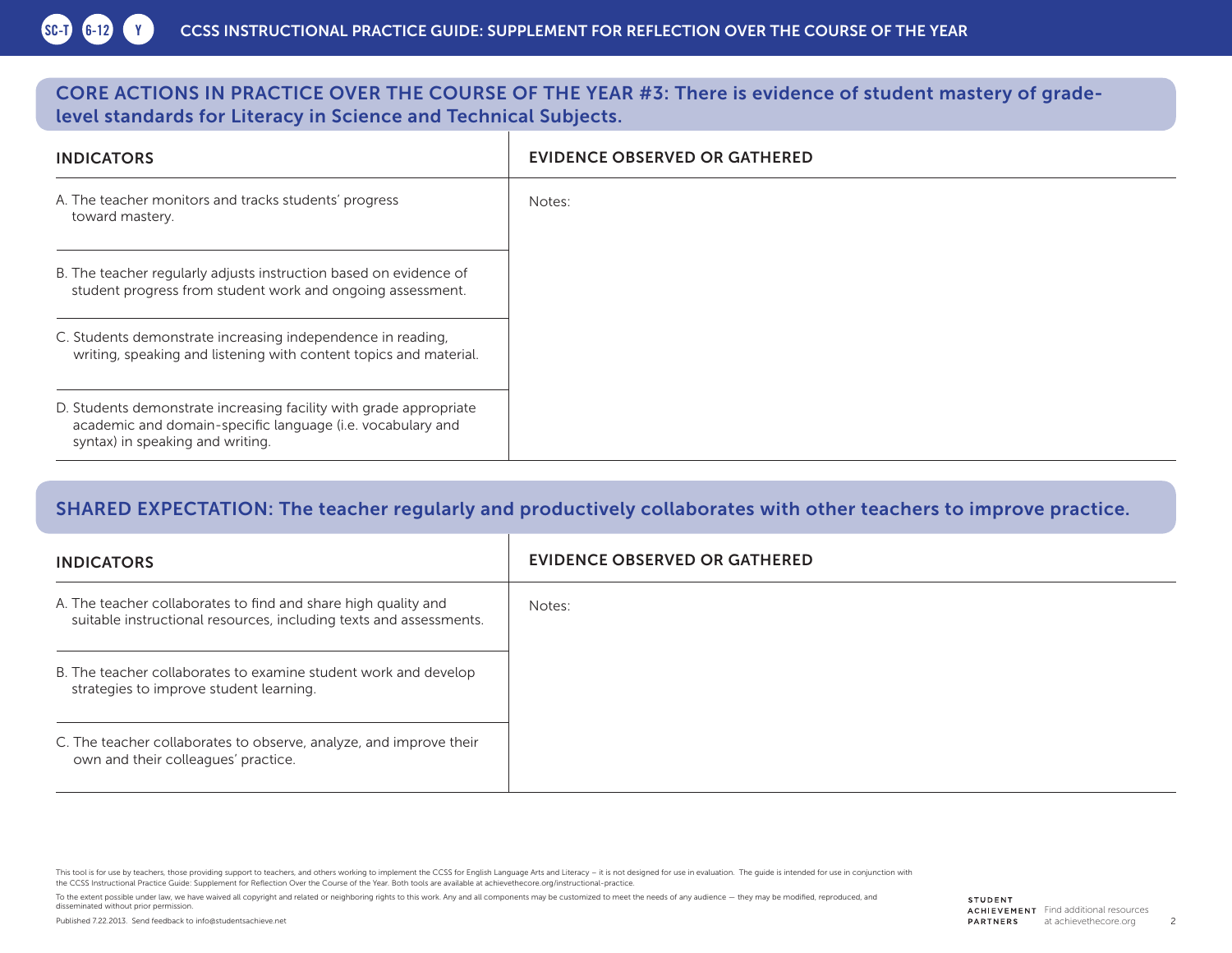## CORE ACTIONS IN PRACTICE OVER THE COURSE OF THE YEAR #3: There is evidence of student mastery of grade-level standards for Literacy in Science and Technical Subjects.

| INDICATORS | EVIDENCE OBSERVED OR GATHERED |
| --- | --- |
| A. The teacher monitors and tracks students' progress toward mastery. | Notes: |
| B. The teacher regularly adjusts instruction based on evidence of student progress from student work and ongoing assessment. | |
| C. Students demonstrate increasing independence in reading, writing, speaking and listening with content topics and material. | |
| D. Students demonstrate increasing facility with grade appropriate academic and domain-specific language (i.e. vocabulary and syntax) in speaking and writing. | |

## SHARED EXPECTATION: The teacher regularly and productively collaborates with other teachers to improve practice.

| INDICATORS | EVIDENCE OBSERVED OR GATHERED |
| --- | --- |
| A. The teacher collaborates to find and share high quality and suitable instructional resources, including texts and assessments. | Notes: |
| B. The teacher collaborates to examine student work and develop strategies to improve student learning. | |
| C. The teacher collaborates to observe, analyze, and improve their own and their colleagues' practice. | |

This tool is for use by teachers, those providing support to teachers, and others working to implement the CCSS for English Language Arts and Literacy – it is not designed for use in evaluation. The guide is intended for use in conjunction with the CCSS Instructional Practice Guide: Supplement for Reflection Over the Course of the Year. Both tools are available at achievethecore.org/instructional-practice.

To the extent possible under law, we have waived all copyright and related or neighboring rights to this work. Any and all components may be customized to meet the needs of any audience — they may be modified, reproduced, and disseminated without prior permission.

Published 7.22.2013. Send feedback to info@studentsachieve.net

STUDENT ACHIEVEMENT PARTNERS Find additional resources at achievethecore.org